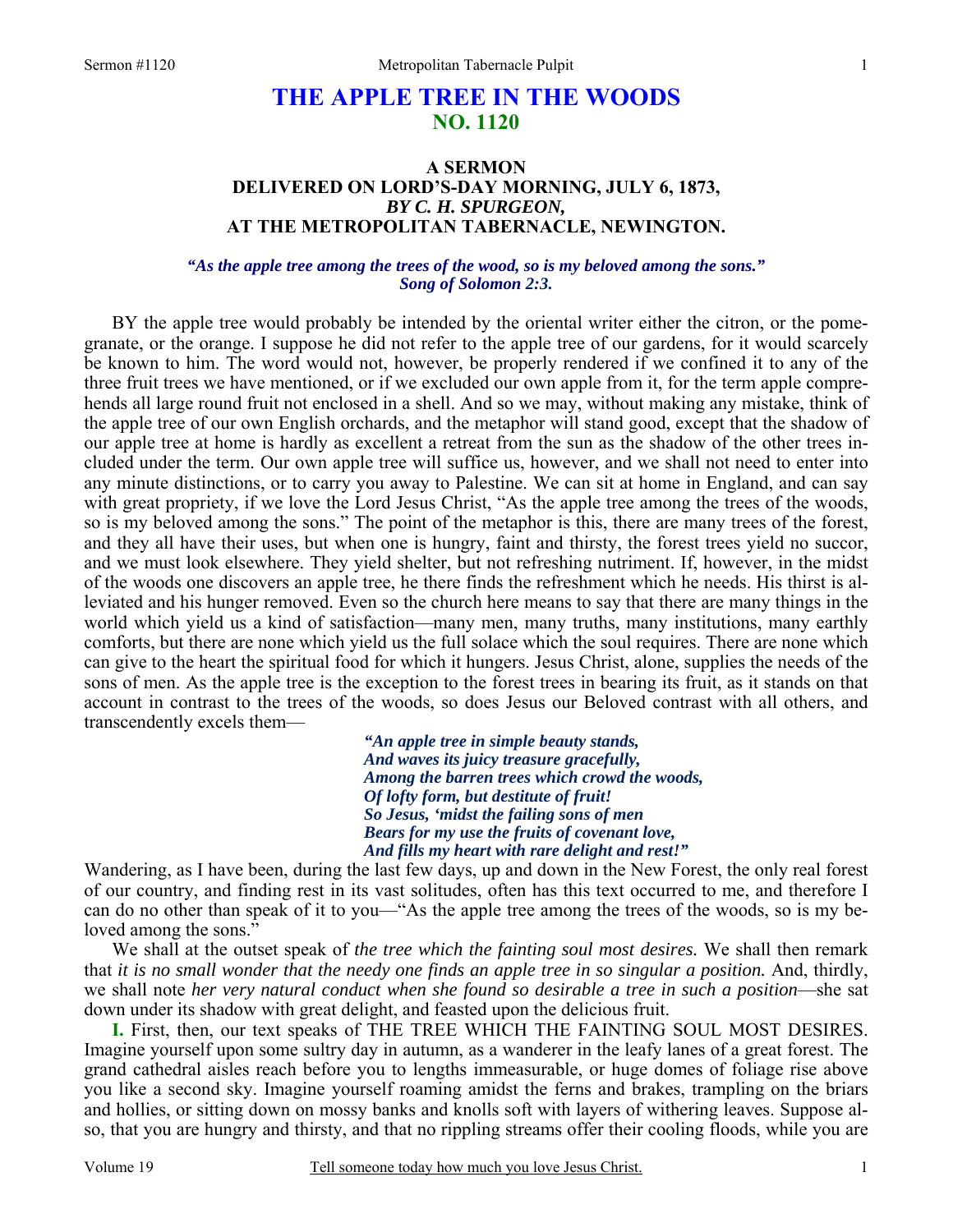# THE APPLE TREE IN THE WOODS
## NO. 1120

### A SERMON
### DELIVERED ON LORD'S-DAY MORNING, JULY 6, 1873,
### *BY C. H. SPURGEON,*
### AT THE METROPOLITAN TABERNACLE, NEWINGTON.

***"As the apple tree among the trees of the wood, so is my beloved among the sons." Song of Solomon 2:3.***

BY the apple tree would probably be intended by the oriental writer either the citron, or the pomegranate, or the orange. I suppose he did not refer to the apple tree of our gardens, for it would scarcely be known to him. The word would not, however, be properly rendered if we confined it to any of the three fruit trees we have mentioned, or if we excluded our own apple from it, for the term apple comprehends all large round fruit not enclosed in a shell. And so we may, without making any mistake, think of the apple tree of our own English orchards, and the metaphor will stand good, except that the shadow of our apple tree at home is hardly as excellent a retreat from the sun as the shadow of the other trees included under the term. Our own apple tree will suffice us, however, and we shall not need to enter into any minute distinctions, or to carry you away to Palestine. We can sit at home in England, and can say with great propriety, if we love the Lord Jesus Christ, "As the apple tree among the trees of the woods, so is my beloved among the sons." The point of the metaphor is this, there are many trees of the forest, and they all have their uses, but when one is hungry, faint and thirsty, the forest trees yield no succor, and we must look elsewhere. They yield shelter, but not refreshing nutriment. If, however, in the midst of the woods one discovers an apple tree, he there finds the refreshment which he needs. His thirst is alleviated and his hunger removed. Even so the church here means to say that there are many things in the world which yield us a kind of satisfaction—many men, many truths, many institutions, many earthly comforts, but there are none which yield us the full solace which the soul requires. There are none which can give to the heart the spiritual food for which it hungers. Jesus Christ, alone, supplies the needs of the sons of men. As the apple tree is the exception to the forest trees in bearing its fruit, as it stands on that account in contrast to the trees of the woods, so does Jesus our Beloved contrast with all others, and transcendently excels them—

> ***"An apple tree in simple beauty stands,***
> ***And waves its juicy treasure gracefully,***
> ***Among the barren trees which crowd the woods,***
> ***Of lofty form, but destitute of fruit!***
> ***So Jesus, 'midst the failing sons of men***
> ***Bears for my use the fruits of covenant love,***
> ***And fills my heart with rare delight and rest!"***

Wandering, as I have been, during the last few days, up and down in the New Forest, the only real forest of our country, and finding rest in its vast solitudes, often has this text occurred to me, and therefore I can do no other than speak of it to you—"As the apple tree among the trees of the woods, so is my beloved among the sons."

We shall at the outset speak of *the tree which the fainting soul most desires.* We shall then remark that *it is no small wonder that the needy one finds an apple tree in so singular a position.* And, thirdly, we shall note *her very natural conduct when she found so desirable a tree in such a position*—she sat down under its shadow with great delight, and feasted upon the delicious fruit.

**I.** First, then, our text speaks of THE TREE WHICH THE FAINTING SOUL MOST DESIRES. Imagine yourself upon some sultry day in autumn, as a wanderer in the leafy lanes of a great forest. The grand cathedral aisles reach before you to lengths immeasurable, or huge domes of foliage rise above you like a second sky. Imagine yourself roaming amidst the ferns and brakes, trampling on the briars and hollies, or sitting down on mossy banks and knolls soft with layers of withering leaves. Suppose also, that you are hungry and thirsty, and that no rippling streams offer their cooling floods, while you are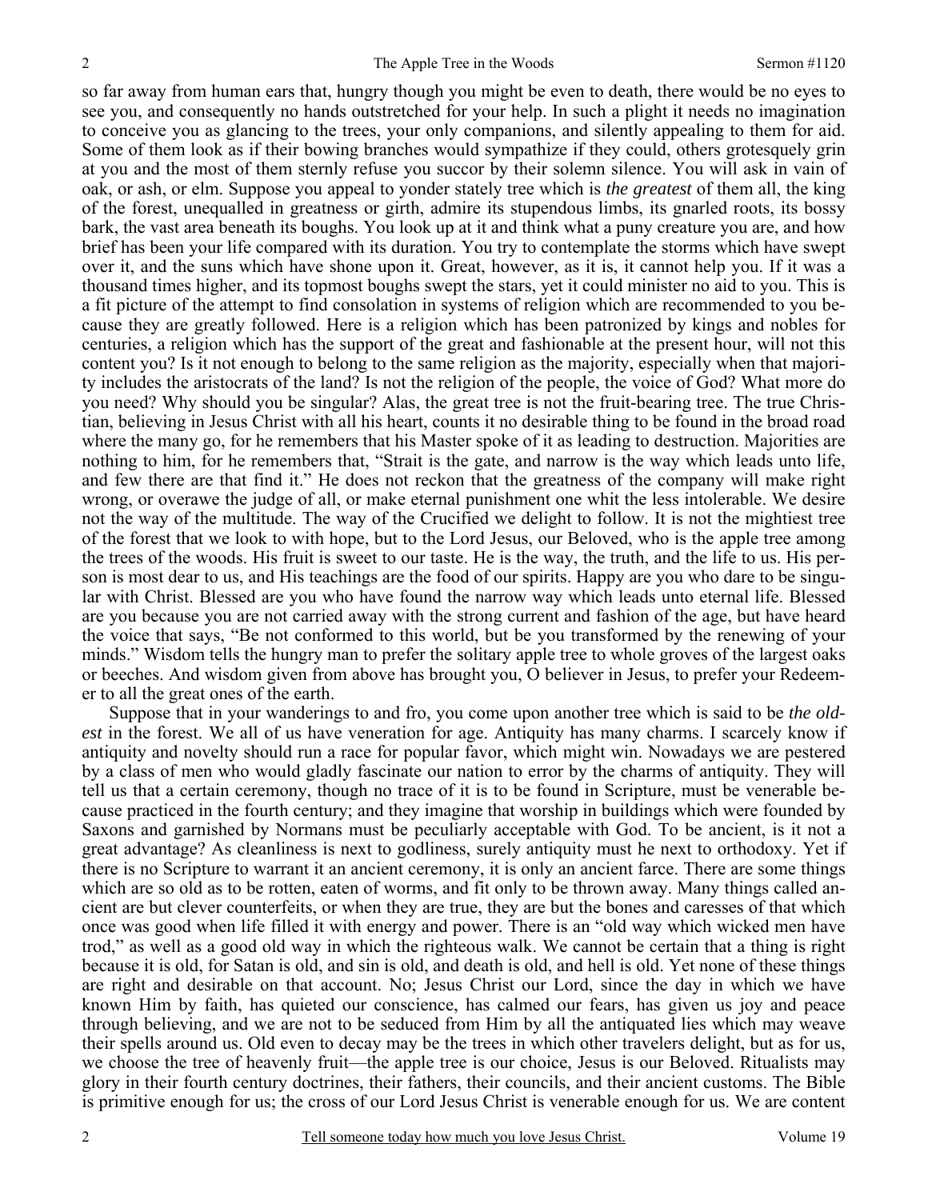so far away from human ears that, hungry though you might be even to death, there would be no eyes to see you, and consequently no hands outstretched for your help. In such a plight it needs no imagination to conceive you as glancing to the trees, your only companions, and silently appealing to them for aid. Some of them look as if their bowing branches would sympathize if they could, others grotesquely grin at you and the most of them sternly refuse you succor by their solemn silence. You will ask in vain of oak, or ash, or elm. Suppose you appeal to yonder stately tree which is *the greatest* of them all, the king of the forest, unequalled in greatness or girth, admire its stupendous limbs, its gnarled roots, its bossy bark, the vast area beneath its boughs. You look up at it and think what a puny creature you are, and how brief has been your life compared with its duration. You try to contemplate the storms which have swept over it, and the suns which have shone upon it. Great, however, as it is, it cannot help you. If it was a thousand times higher, and its topmost boughs swept the stars, yet it could minister no aid to you. This is a fit picture of the attempt to find consolation in systems of religion which are recommended to you because they are greatly followed. Here is a religion which has been patronized by kings and nobles for centuries, a religion which has the support of the great and fashionable at the present hour, will not this content you? Is it not enough to belong to the same religion as the majority, especially when that majority includes the aristocrats of the land? Is not the religion of the people, the voice of God? What more do you need? Why should you be singular? Alas, the great tree is not the fruit-bearing tree. The true Christian, believing in Jesus Christ with all his heart, counts it no desirable thing to be found in the broad road where the many go, for he remembers that his Master spoke of it as leading to destruction. Majorities are nothing to him, for he remembers that, "Strait is the gate, and narrow is the way which leads unto life, and few there are that find it." He does not reckon that the greatness of the company will make right wrong, or overawe the judge of all, or make eternal punishment one whit the less intolerable. We desire not the way of the multitude. The way of the Crucified we delight to follow. It is not the mightiest tree of the forest that we look to with hope, but to the Lord Jesus, our Beloved, who is the apple tree among the trees of the woods. His fruit is sweet to our taste. He is the way, the truth, and the life to us. His person is most dear to us, and His teachings are the food of our spirits. Happy are you who dare to be singular with Christ. Blessed are you who have found the narrow way which leads unto eternal life. Blessed are you because you are not carried away with the strong current and fashion of the age, but have heard the voice that says, "Be not conformed to this world, but be you transformed by the renewing of your minds." Wisdom tells the hungry man to prefer the solitary apple tree to whole groves of the largest oaks or beeches. And wisdom given from above has brought you, O believer in Jesus, to prefer your Redeemer to all the great ones of the earth.

Suppose that in your wanderings to and fro, you come upon another tree which is said to be *the oldest* in the forest. We all of us have veneration for age. Antiquity has many charms. I scarcely know if antiquity and novelty should run a race for popular favor, which might win. Nowadays we are pestered by a class of men who would gladly fascinate our nation to error by the charms of antiquity. They will tell us that a certain ceremony, though no trace of it is to be found in Scripture, must be venerable because practiced in the fourth century; and they imagine that worship in buildings which were founded by Saxons and garnished by Normans must be peculiarly acceptable with God. To be ancient, is it not a great advantage? As cleanliness is next to godliness, surely antiquity must he next to orthodoxy. Yet if there is no Scripture to warrant it an ancient ceremony, it is only an ancient farce. There are some things which are so old as to be rotten, eaten of worms, and fit only to be thrown away. Many things called ancient are but clever counterfeits, or when they are true, they are but the bones and caresses of that which once was good when life filled it with energy and power. There is an "old way which wicked men have trod," as well as a good old way in which the righteous walk. We cannot be certain that a thing is right because it is old, for Satan is old, and sin is old, and death is old, and hell is old. Yet none of these things are right and desirable on that account. No; Jesus Christ our Lord, since the day in which we have known Him by faith, has quieted our conscience, has calmed our fears, has given us joy and peace through believing, and we are not to be seduced from Him by all the antiquated lies which may weave their spells around us. Old even to decay may be the trees in which other travelers delight, but as for us, we choose the tree of heavenly fruit—the apple tree is our choice, Jesus is our Beloved. Ritualists may glory in their fourth century doctrines, their fathers, their councils, and their ancient customs. The Bible is primitive enough for us; the cross of our Lord Jesus Christ is venerable enough for us. We are content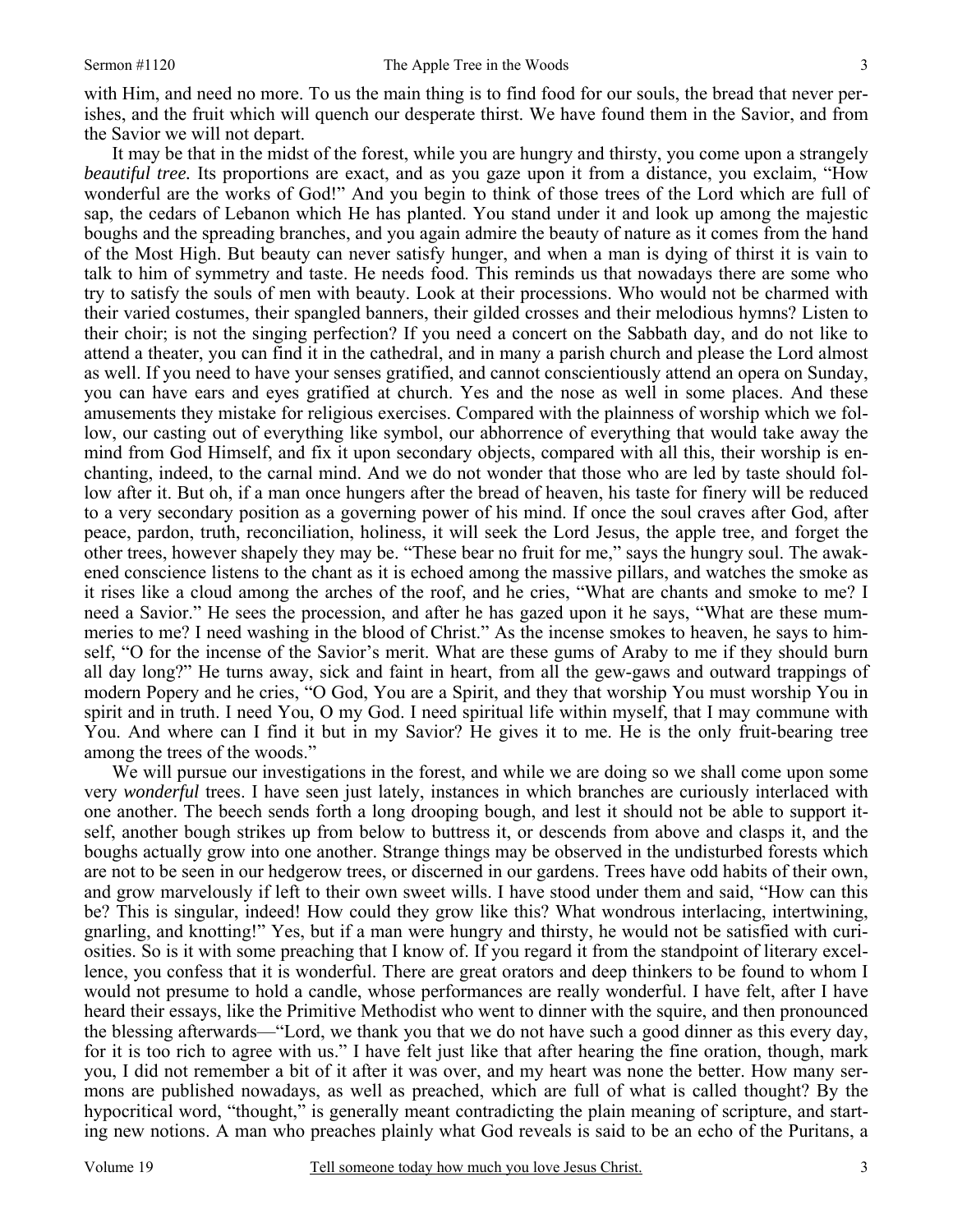with Him, and need no more. To us the main thing is to find food for our souls, the bread that never perishes, and the fruit which will quench our desperate thirst. We have found them in the Savior, and from the Savior we will not depart.

It may be that in the midst of the forest, while you are hungry and thirsty, you come upon a strangely *beautiful tree.* Its proportions are exact, and as you gaze upon it from a distance, you exclaim, "How wonderful are the works of God!" And you begin to think of those trees of the Lord which are full of sap, the cedars of Lebanon which He has planted. You stand under it and look up among the majestic boughs and the spreading branches, and you again admire the beauty of nature as it comes from the hand of the Most High. But beauty can never satisfy hunger, and when a man is dying of thirst it is vain to talk to him of symmetry and taste. He needs food. This reminds us that nowadays there are some who try to satisfy the souls of men with beauty. Look at their processions. Who would not be charmed with their varied costumes, their spangled banners, their gilded crosses and their melodious hymns? Listen to their choir; is not the singing perfection? If you need a concert on the Sabbath day, and do not like to attend a theater, you can find it in the cathedral, and in many a parish church and please the Lord almost as well. If you need to have your senses gratified, and cannot conscientiously attend an opera on Sunday, you can have ears and eyes gratified at church. Yes and the nose as well in some places. And these amusements they mistake for religious exercises. Compared with the plainness of worship which we follow, our casting out of everything like symbol, our abhorrence of everything that would take away the mind from God Himself, and fix it upon secondary objects, compared with all this, their worship is enchanting, indeed, to the carnal mind. And we do not wonder that those who are led by taste should follow after it. But oh, if a man once hungers after the bread of heaven, his taste for finery will be reduced to a very secondary position as a governing power of his mind. If once the soul craves after God, after peace, pardon, truth, reconciliation, holiness, it will seek the Lord Jesus, the apple tree, and forget the other trees, however shapely they may be. "These bear no fruit for me," says the hungry soul. The awakened conscience listens to the chant as it is echoed among the massive pillars, and watches the smoke as it rises like a cloud among the arches of the roof, and he cries, "What are chants and smoke to me? I need a Savior." He sees the procession, and after he has gazed upon it he says, "What are these mummeries to me? I need washing in the blood of Christ." As the incense smokes to heaven, he says to himself, "O for the incense of the Savior's merit. What are these gums of Araby to me if they should burn all day long?" He turns away, sick and faint in heart, from all the gew-gaws and outward trappings of modern Popery and he cries, "O God, You are a Spirit, and they that worship You must worship You in spirit and in truth. I need You, O my God. I need spiritual life within myself, that I may commune with You. And where can I find it but in my Savior? He gives it to me. He is the only fruit-bearing tree among the trees of the woods."

We will pursue our investigations in the forest, and while we are doing so we shall come upon some very *wonderful* trees. I have seen just lately, instances in which branches are curiously interlaced with one another. The beech sends forth a long drooping bough, and lest it should not be able to support itself, another bough strikes up from below to buttress it, or descends from above and clasps it, and the boughs actually grow into one another. Strange things may be observed in the undisturbed forests which are not to be seen in our hedgerow trees, or discerned in our gardens. Trees have odd habits of their own, and grow marvelously if left to their own sweet wills. I have stood under them and said, "How can this be? This is singular, indeed! How could they grow like this? What wondrous interlacing, intertwining, gnarling, and knotting!" Yes, but if a man were hungry and thirsty, he would not be satisfied with curiosities. So is it with some preaching that I know of. If you regard it from the standpoint of literary excellence, you confess that it is wonderful. There are great orators and deep thinkers to be found to whom I would not presume to hold a candle, whose performances are really wonderful. I have felt, after I have heard their essays, like the Primitive Methodist who went to dinner with the squire, and then pronounced the blessing afterwards—"Lord, we thank you that we do not have such a good dinner as this every day, for it is too rich to agree with us." I have felt just like that after hearing the fine oration, though, mark you, I did not remember a bit of it after it was over, and my heart was none the better. How many sermons are published nowadays, as well as preached, which are full of what is called thought? By the hypocritical word, "thought," is generally meant contradicting the plain meaning of scripture, and starting new notions. A man who preaches plainly what God reveals is said to be an echo of the Puritans, a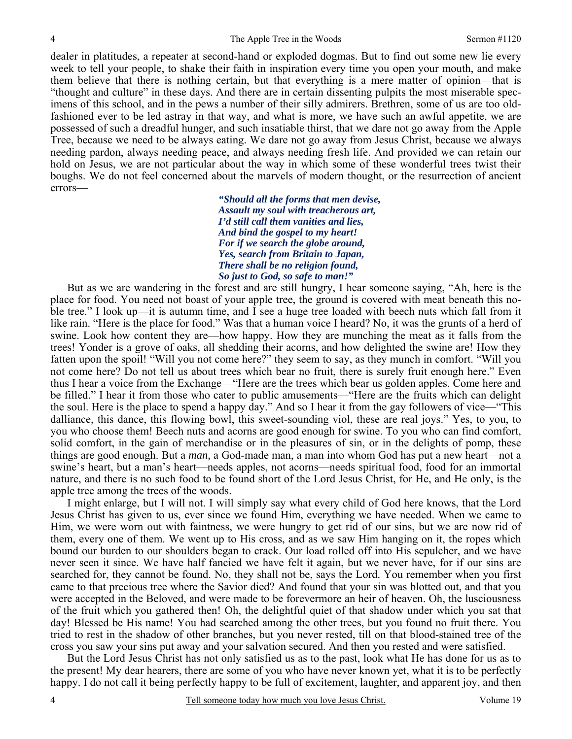dealer in platitudes, a repeater at second-hand or exploded dogmas. But to find out some new lie every week to tell your people, to shake their faith in inspiration every time you open your mouth, and make them believe that there is nothing certain, but that everything is a mere matter of opinion—that is "thought and culture" in these days. And there are in certain dissenting pulpits the most miserable specimens of this school, and in the pews a number of their silly admirers. Brethren, some of us are too old-fashioned ever to be led astray in that way, and what is more, we have such an awful appetite, we are possessed of such a dreadful hunger, and such insatiable thirst, that we dare not go away from the Apple Tree, because we need to be always eating. We dare not go away from Jesus Christ, because we always needing pardon, always needing peace, and always needing fresh life. And provided we can retain our hold on Jesus, we are not particular about the way in which some of these wonderful trees twist their boughs. We do not feel concerned about the marvels of modern thought, or the resurrection of ancient errors—

> ***"Should all the forms that men devise,***
> ***Assault my soul with treacherous art,***
> ***I'd still call them vanities and lies,***
> ***And bind the gospel to my heart!***
> ***For if we search the globe around,***
> ***Yes, search from Britain to Japan,***
> ***There shall be no religion found,***
> ***So just to God, so safe to man!"***

But as we are wandering in the forest and are still hungry, I hear someone saying, "Ah, here is the place for food. You need not boast of your apple tree, the ground is covered with meat beneath this noble tree." I look up—it is autumn time, and I see a huge tree loaded with beech nuts which fall from it like rain. "Here is the place for food." Was that a human voice I heard? No, it was the grunts of a herd of swine. Look how content they are—how happy. How they are munching the meat as it falls from the trees! Yonder is a grove of oaks, all shedding their acorns, and how delighted the swine are! How they fatten upon the spoil! "Will you not come here?" they seem to say, as they munch in comfort. "Will you not come here? Do not tell us about trees which bear no fruit, there is surely fruit enough here." Even thus I hear a voice from the Exchange—"Here are the trees which bear us golden apples. Come here and be filled." I hear it from those who cater to public amusements—"Here are the fruits which can delight the soul. Here is the place to spend a happy day." And so I hear it from the gay followers of vice—"This dalliance, this dance, this flowing bowl, this sweet-sounding viol, these are real joys." Yes, to you, to you who choose them! Beech nuts and acorns are good enough for swine. To you who can find comfort, solid comfort, in the gain of merchandise or in the pleasures of sin, or in the delights of pomp, these things are good enough. But a *man,* a God-made man, a man into whom God has put a new heart—not a swine's heart, but a man's heart—needs apples, not acorns—needs spiritual food, food for an immortal nature, and there is no such food to be found short of the Lord Jesus Christ, for He, and He only, is the apple tree among the trees of the woods.

I might enlarge, but I will not. I will simply say what every child of God here knows, that the Lord Jesus Christ has given to us, ever since we found Him, everything we have needed. When we came to Him, we were worn out with faintness, we were hungry to get rid of our sins, but we are now rid of them, every one of them. We went up to His cross, and as we saw Him hanging on it, the ropes which bound our burden to our shoulders began to crack. Our load rolled off into His sepulcher, and we have never seen it since. We have half fancied we have felt it again, but we never have, for if our sins are searched for, they cannot be found. No, they shall not be, says the Lord. You remember when you first came to that precious tree where the Savior died? And found that your sin was blotted out, and that you were accepted in the Beloved, and were made to be forevermore an heir of heaven. Oh, the lusciousness of the fruit which you gathered then! Oh, the delightful quiet of that shadow under which you sat that day! Blessed be His name! You had searched among the other trees, but you found no fruit there. You tried to rest in the shadow of other branches, but you never rested, till on that blood-stained tree of the cross you saw your sins put away and your salvation secured. And then you rested and were satisfied.

But the Lord Jesus Christ has not only satisfied us as to the past, look what He has done for us as to the present! My dear hearers, there are some of you who have never known yet, what it is to be perfectly happy. I do not call it being perfectly happy to be full of excitement, laughter, and apparent joy, and then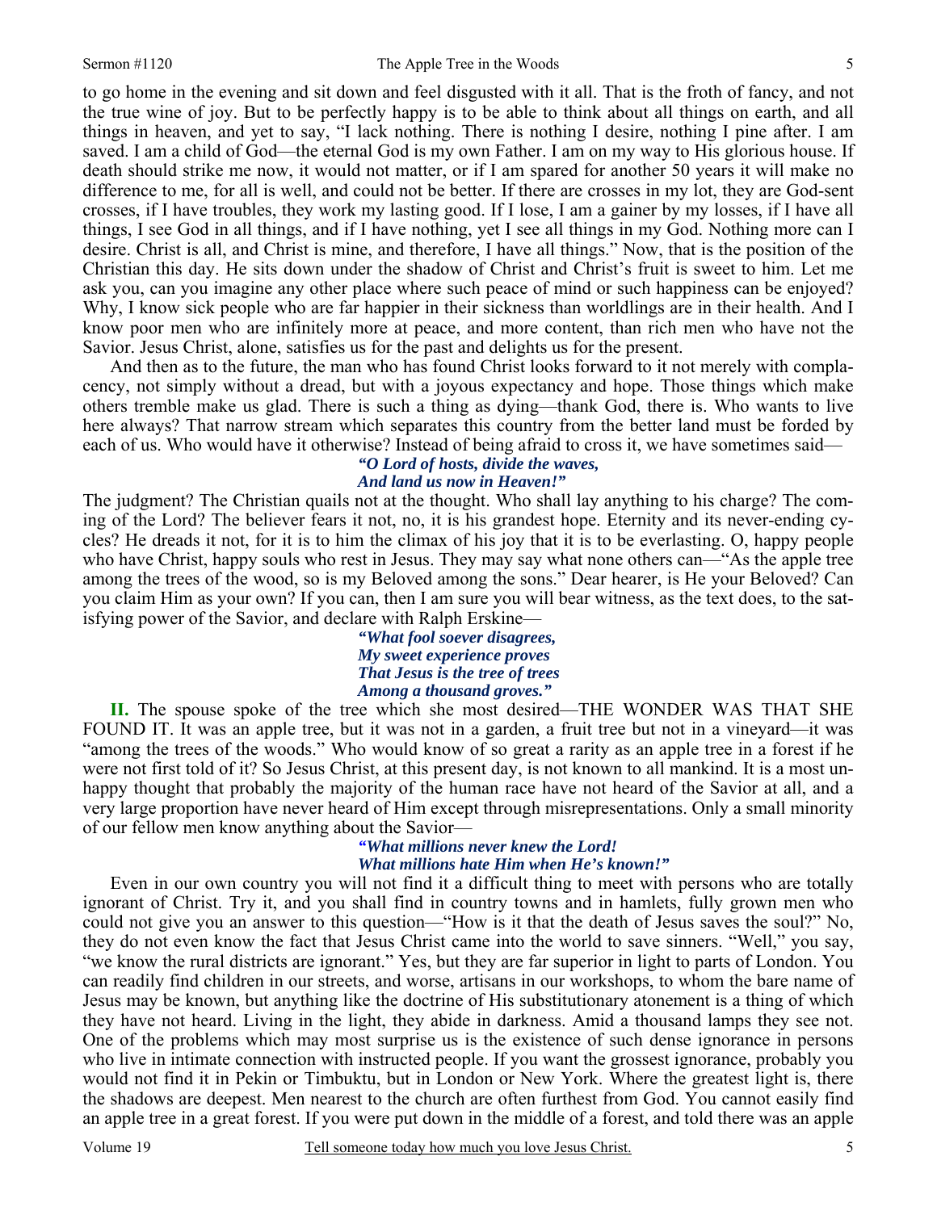to go home in the evening and sit down and feel disgusted with it all. That is the froth of fancy, and not the true wine of joy. But to be perfectly happy is to be able to think about all things on earth, and all things in heaven, and yet to say, "I lack nothing. There is nothing I desire, nothing I pine after. I am saved. I am a child of God—the eternal God is my own Father. I am on my way to His glorious house. If death should strike me now, it would not matter, or if I am spared for another 50 years it will make no difference to me, for all is well, and could not be better. If there are crosses in my lot, they are God-sent crosses, if I have troubles, they work my lasting good. If I lose, I am a gainer by my losses, if I have all things, I see God in all things, and if I have nothing, yet I see all things in my God. Nothing more can I desire. Christ is all, and Christ is mine, and therefore, I have all things." Now, that is the position of the Christian this day. He sits down under the shadow of Christ and Christ's fruit is sweet to him. Let me ask you, can you imagine any other place where such peace of mind or such happiness can be enjoyed? Why, I know sick people who are far happier in their sickness than worldlings are in their health. And I know poor men who are infinitely more at peace, and more content, than rich men who have not the Savior. Jesus Christ, alone, satisfies us for the past and delights us for the present.

And then as to the future, the man who has found Christ looks forward to it not merely with complacency, not simply without a dread, but with a joyous expectancy and hope. Those things which make others tremble make us glad. There is such a thing as dying—thank God, there is. Who wants to live here always? That narrow stream which separates this country from the better land must be forded by each of us. Who would have it otherwise? Instead of being afraid to cross it, we have sometimes said—

> ***"O Lord of hosts, divide the waves,***
> ***And land us now in Heaven!"***

The judgment? The Christian quails not at the thought. Who shall lay anything to his charge? The coming of the Lord? The believer fears it not, no, it is his grandest hope. Eternity and its never-ending cycles? He dreads it not, for it is to him the climax of his joy that it is to be everlasting. O, happy people who have Christ, happy souls who rest in Jesus. They may say what none others can—"As the apple tree among the trees of the wood, so is my Beloved among the sons." Dear hearer, is He your Beloved? Can you claim Him as your own? If you can, then I am sure you will bear witness, as the text does, to the satisfying power of the Savior, and declare with Ralph Erskine—

> ***"What fool soever disagrees,***
> ***My sweet experience proves***
> ***That Jesus is the tree of trees***
> ***Among a thousand groves."***

**II.** The spouse spoke of the tree which she most desired—THE WONDER WAS THAT SHE FOUND IT. It was an apple tree, but it was not in a garden, a fruit tree but not in a vineyard—it was "among the trees of the woods." Who would know of so great a rarity as an apple tree in a forest if he were not first told of it? So Jesus Christ, at this present day, is not known to all mankind. It is a most unhappy thought that probably the majority of the human race have not heard of the Savior at all, and a very large proportion have never heard of Him except through misrepresentations. Only a small minority of our fellow men know anything about the Savior—

> ***"What millions never knew the Lord!***
> ***What millions hate Him when He's known!"***

Even in our own country you will not find it a difficult thing to meet with persons who are totally ignorant of Christ. Try it, and you shall find in country towns and in hamlets, fully grown men who could not give you an answer to this question—"How is it that the death of Jesus saves the soul?" No, they do not even know the fact that Jesus Christ came into the world to save sinners. "Well," you say, "we know the rural districts are ignorant." Yes, but they are far superior in light to parts of London. You can readily find children in our streets, and worse, artisans in our workshops, to whom the bare name of Jesus may be known, but anything like the doctrine of His substitutionary atonement is a thing of which they have not heard. Living in the light, they abide in darkness. Amid a thousand lamps they see not. One of the problems which may most surprise us is the existence of such dense ignorance in persons who live in intimate connection with instructed people. If you want the grossest ignorance, probably you would not find it in Pekin or Timbuktu, but in London or New York. Where the greatest light is, there the shadows are deepest. Men nearest to the church are often furthest from God. You cannot easily find an apple tree in a great forest. If you were put down in the middle of a forest, and told there was an apple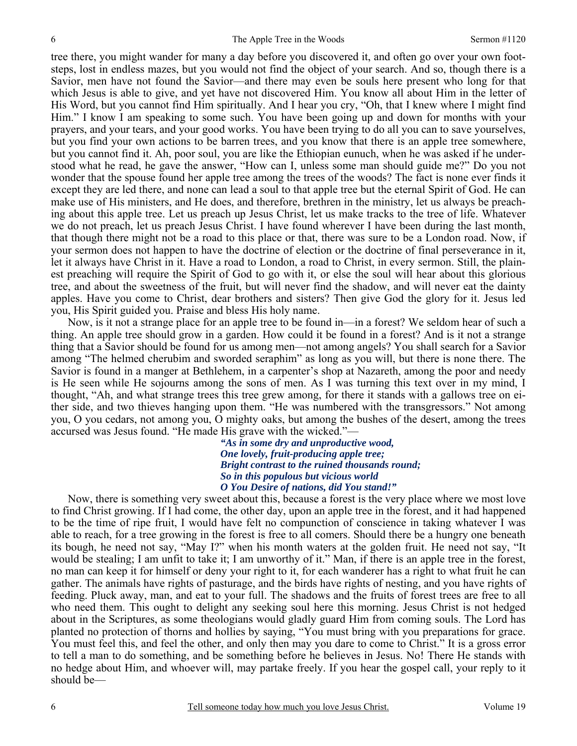tree there, you might wander for many a day before you discovered it, and often go over your own footsteps, lost in endless mazes, but you would not find the object of your search. And so, though there is a Savior, men have not found the Savior—and there may even be souls here present who long for that which Jesus is able to give, and yet have not discovered Him. You know all about Him in the letter of His Word, but you cannot find Him spiritually. And I hear you cry, "Oh, that I knew where I might find Him." I know I am speaking to some such. You have been going up and down for months with your prayers, and your tears, and your good works. You have been trying to do all you can to save yourselves, but you find your own actions to be barren trees, and you know that there is an apple tree somewhere, but you cannot find it. Ah, poor soul, you are like the Ethiopian eunuch, when he was asked if he understood what he read, he gave the answer, "How can I, unless some man should guide me?" Do you not wonder that the spouse found her apple tree among the trees of the woods? The fact is none ever finds it except they are led there, and none can lead a soul to that apple tree but the eternal Spirit of God. He can make use of His ministers, and He does, and therefore, brethren in the ministry, let us always be preaching about this apple tree. Let us preach up Jesus Christ, let us make tracks to the tree of life. Whatever we do not preach, let us preach Jesus Christ. I have found wherever I have been during the last month, that though there might not be a road to this place or that, there was sure to be a London road. Now, if your sermon does not happen to have the doctrine of election or the doctrine of final perseverance in it, let it always have Christ in it. Have a road to London, a road to Christ, in every sermon. Still, the plainest preaching will require the Spirit of God to go with it, or else the soul will hear about this glorious tree, and about the sweetness of the fruit, but will never find the shadow, and will never eat the dainty apples. Have you come to Christ, dear brothers and sisters? Then give God the glory for it. Jesus led you, His Spirit guided you. Praise and bless His holy name.

Now, is it not a strange place for an apple tree to be found in—in a forest? We seldom hear of such a thing. An apple tree should grow in a garden. How could it be found in a forest? And is it not a strange thing that a Savior should be found for us among men—not among angels? You shall search for a Savior among "The helmed cherubim and sworded seraphim" as long as you will, but there is none there. The Savior is found in a manger at Bethlehem, in a carpenter's shop at Nazareth, among the poor and needy is He seen while He sojourns among the sons of men. As I was turning this text over in my mind, I thought, "Ah, and what strange trees this tree grew among, for there it stands with a gallows tree on either side, and two thieves hanging upon them. "He was numbered with the transgressors." Not among you, O you cedars, not among you, O mighty oaks, but among the bushes of the desert, among the trees accursed was Jesus found. "He made His grave with the wicked."—

> ***"As in some dry and unproductive wood,***
> ***One lovely, fruit-producing apple tree;***
> ***Bright contrast to the ruined thousands round;***
> ***So in this populous but vicious world***
> ***O You Desire of nations, did You stand!"***

Now, there is something very sweet about this, because a forest is the very place where we most love to find Christ growing. If I had come, the other day, upon an apple tree in the forest, and it had happened to be the time of ripe fruit, I would have felt no compunction of conscience in taking whatever I was able to reach, for a tree growing in the forest is free to all comers. Should there be a hungry one beneath its bough, he need not say, "May I?" when his month waters at the golden fruit. He need not say, "It would be stealing; I am unfit to take it; I am unworthy of it." Man, if there is an apple tree in the forest, no man can keep it for himself or deny your right to it, for each wanderer has a right to what fruit he can gather. The animals have rights of pasturage, and the birds have rights of nesting, and you have rights of feeding. Pluck away, man, and eat to your full. The shadows and the fruits of forest trees are free to all who need them. This ought to delight any seeking soul here this morning. Jesus Christ is not hedged about in the Scriptures, as some theologians would gladly guard Him from coming souls. The Lord has planted no protection of thorns and hollies by saying, "You must bring with you preparations for grace. You must feel this, and feel the other, and only then may you dare to come to Christ." It is a gross error to tell a man to do something, and be something before he believes in Jesus. No! There He stands with no hedge about Him, and whoever will, may partake freely. If you hear the gospel call, your reply to it should be—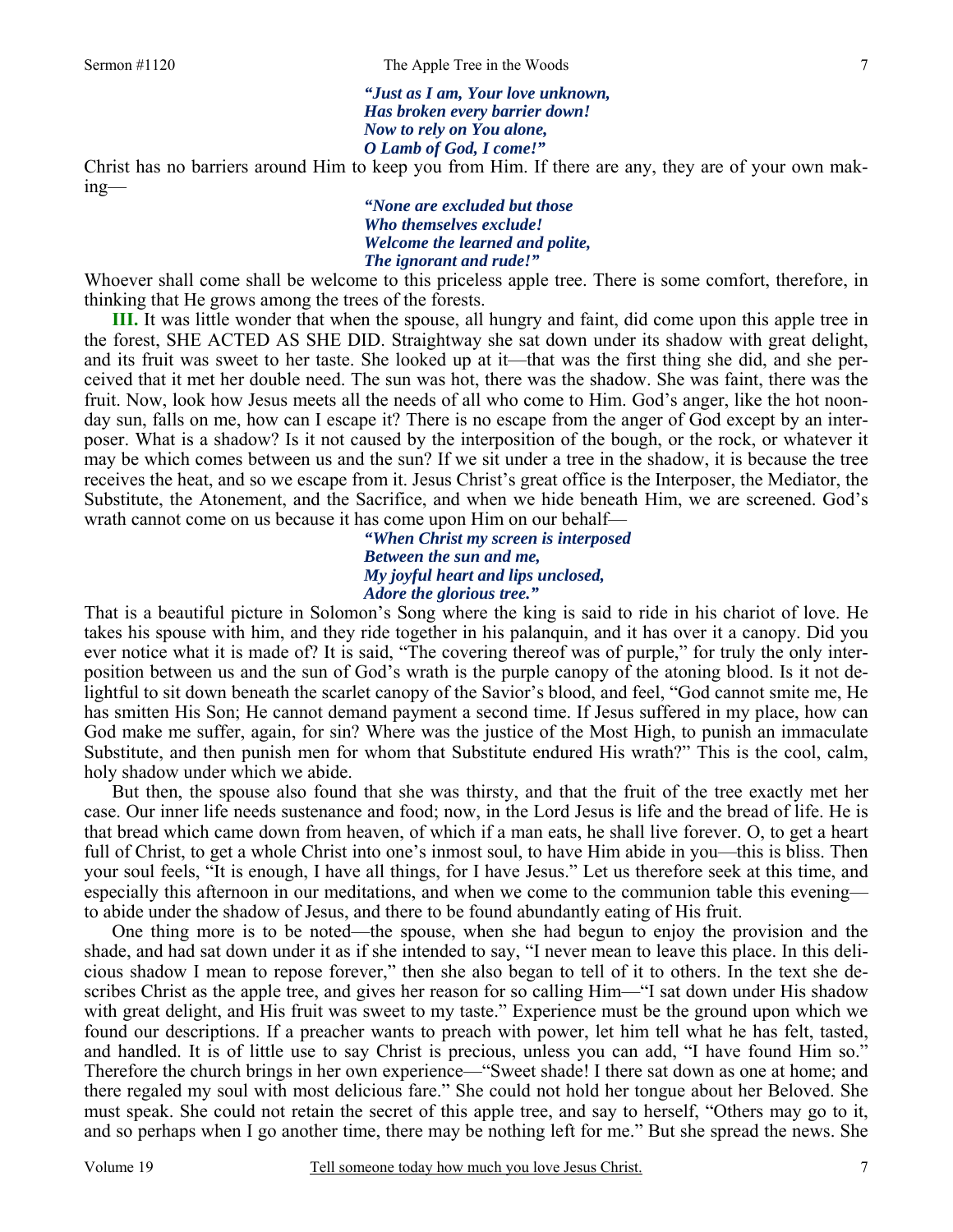*"Just as I am, Your love unknown,*
*Has broken every barrier down!*
*Now to rely on You alone,*
*O Lamb of God, I come!"*

Christ has no barriers around Him to keep you from Him. If there are any, they are of your own making—

*"None are excluded but those*
*Who themselves exclude!*
*Welcome the learned and polite,*
*The ignorant and rude!"*

Whoever shall come shall be welcome to this priceless apple tree. There is some comfort, therefore, in thinking that He grows among the trees of the forests.

**III.** It was little wonder that when the spouse, all hungry and faint, did come upon this apple tree in the forest, SHE ACTED AS SHE DID. Straightway she sat down under its shadow with great delight, and its fruit was sweet to her taste. She looked up at it—that was the first thing she did, and she perceived that it met her double need. The sun was hot, there was the shadow. She was faint, there was the fruit. Now, look how Jesus meets all the needs of all who come to Him. God's anger, like the hot noonday sun, falls on me, how can I escape it? There is no escape from the anger of God except by an interposer. What is a shadow? Is it not caused by the interposition of the bough, or the rock, or whatever it may be which comes between us and the sun? If we sit under a tree in the shadow, it is because the tree receives the heat, and so we escape from it. Jesus Christ's great office is the Interposer, the Mediator, the Substitute, the Atonement, and the Sacrifice, and when we hide beneath Him, we are screened. God's wrath cannot come on us because it has come upon Him on our behalf—

*"When Christ my screen is interposed*
*Between the sun and me,*
*My joyful heart and lips unclosed,*
*Adore the glorious tree."*

That is a beautiful picture in Solomon's Song where the king is said to ride in his chariot of love. He takes his spouse with him, and they ride together in his palanquin, and it has over it a canopy. Did you ever notice what it is made of? It is said, "The covering thereof was of purple," for truly the only interposition between us and the sun of God's wrath is the purple canopy of the atoning blood. Is it not delightful to sit down beneath the scarlet canopy of the Savior's blood, and feel, "God cannot smite me, He has smitten His Son; He cannot demand payment a second time. If Jesus suffered in my place, how can God make me suffer, again, for sin? Where was the justice of the Most High, to punish an immaculate Substitute, and then punish men for whom that Substitute endured His wrath?" This is the cool, calm, holy shadow under which we abide.

But then, the spouse also found that she was thirsty, and that the fruit of the tree exactly met her case. Our inner life needs sustenance and food; now, in the Lord Jesus is life and the bread of life. He is that bread which came down from heaven, of which if a man eats, he shall live forever. O, to get a heart full of Christ, to get a whole Christ into one's inmost soul, to have Him abide in you—this is bliss. Then your soul feels, "It is enough, I have all things, for I have Jesus." Let us therefore seek at this time, and especially this afternoon in our meditations, and when we come to the communion table this evening—to abide under the shadow of Jesus, and there to be found abundantly eating of His fruit.

One thing more is to be noted—the spouse, when she had begun to enjoy the provision and the shade, and had sat down under it as if she intended to say, "I never mean to leave this place. In this delicious shadow I mean to repose forever," then she also began to tell of it to others. In the text she describes Christ as the apple tree, and gives her reason for so calling Him—"I sat down under His shadow with great delight, and His fruit was sweet to my taste." Experience must be the ground upon which we found our descriptions. If a preacher wants to preach with power, let him tell what he has felt, tasted, and handled. It is of little use to say Christ is precious, unless you can add, "I have found Him so." Therefore the church brings in her own experience—"Sweet shade! I there sat down as one at home; and there regaled my soul with most delicious fare." She could not hold her tongue about her Beloved. She must speak. She could not retain the secret of this apple tree, and say to herself, "Others may go to it, and so perhaps when I go another time, there may be nothing left for me." But she spread the news. She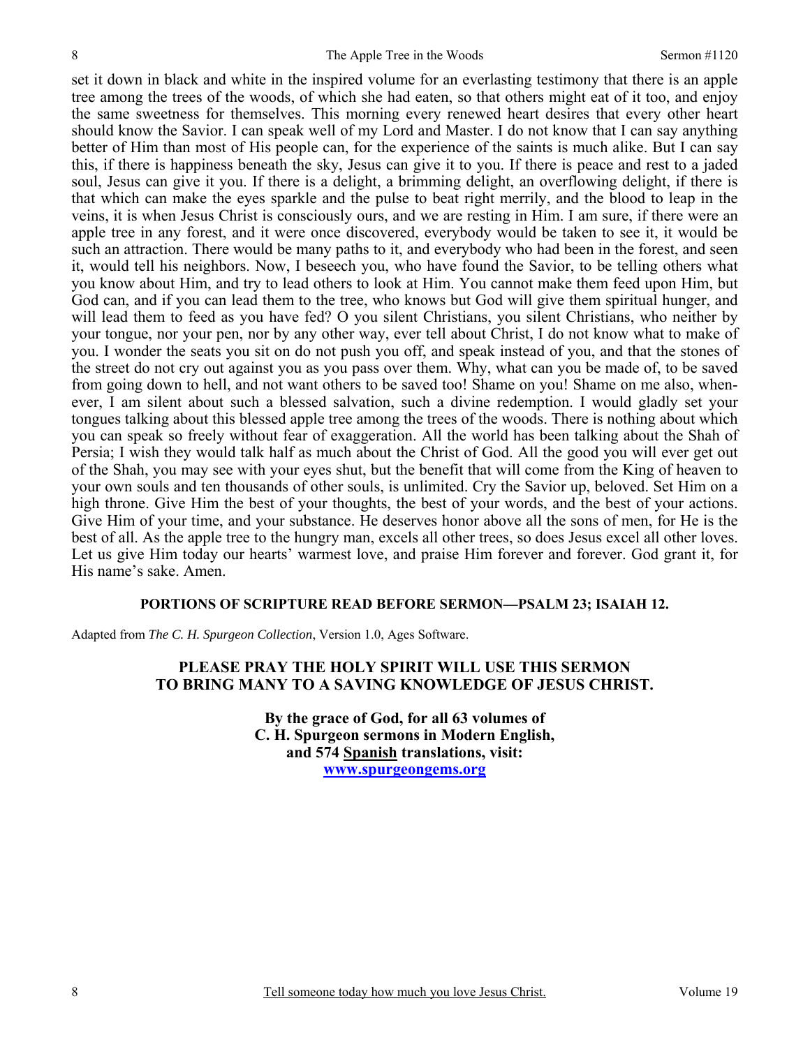set it down in black and white in the inspired volume for an everlasting testimony that there is an apple tree among the trees of the woods, of which she had eaten, so that others might eat of it too, and enjoy the same sweetness for themselves. This morning every renewed heart desires that every other heart should know the Savior. I can speak well of my Lord and Master. I do not know that I can say anything better of Him than most of His people can, for the experience of the saints is much alike. But I can say this, if there is happiness beneath the sky, Jesus can give it to you. If there is peace and rest to a jaded soul, Jesus can give it you. If there is a delight, a brimming delight, an overflowing delight, if there is that which can make the eyes sparkle and the pulse to beat right merrily, and the blood to leap in the veins, it is when Jesus Christ is consciously ours, and we are resting in Him. I am sure, if there were an apple tree in any forest, and it were once discovered, everybody would be taken to see it, it would be such an attraction. There would be many paths to it, and everybody who had been in the forest, and seen it, would tell his neighbors. Now, I beseech you, who have found the Savior, to be telling others what you know about Him, and try to lead others to look at Him. You cannot make them feed upon Him, but God can, and if you can lead them to the tree, who knows but God will give them spiritual hunger, and will lead them to feed as you have fed? O you silent Christians, you silent Christians, who neither by your tongue, nor your pen, nor by any other way, ever tell about Christ, I do not know what to make of you. I wonder the seats you sit on do not push you off, and speak instead of you, and that the stones of the street do not cry out against you as you pass over them. Why, what can you be made of, to be saved from going down to hell, and not want others to be saved too! Shame on you! Shame on me also, whenever, I am silent about such a blessed salvation, such a divine redemption. I would gladly set your tongues talking about this blessed apple tree among the trees of the woods. There is nothing about which you can speak so freely without fear of exaggeration. All the world has been talking about the Shah of Persia; I wish they would talk half as much about the Christ of God. All the good you will ever get out of the Shah, you may see with your eyes shut, but the benefit that will come from the King of heaven to your own souls and ten thousands of other souls, is unlimited. Cry the Savior up, beloved. Set Him on a high throne. Give Him the best of your thoughts, the best of your words, and the best of your actions. Give Him of your time, and your substance. He deserves honor above all the sons of men, for He is the best of all. As the apple tree to the hungry man, excels all other trees, so does Jesus excel all other loves. Let us give Him today our hearts' warmest love, and praise Him forever and forever. God grant it, for His name's sake. Amen.

**PORTIONS OF SCRIPTURE READ BEFORE SERMON—PSALM 23; ISAIAH 12.**

Adapted from *The C. H. Spurgeon Collection*, Version 1.0, Ages Software.

**PLEASE PRAY THE HOLY SPIRIT WILL USE THIS SERMON TO BRING MANY TO A SAVING KNOWLEDGE OF JESUS CHRIST.**

**By the grace of God, for all 63 volumes of C. H. Spurgeon sermons in Modern English, and 574 Spanish translations, visit: www.spurgeongems.org**

Tell someone today how much you love Jesus Christ.